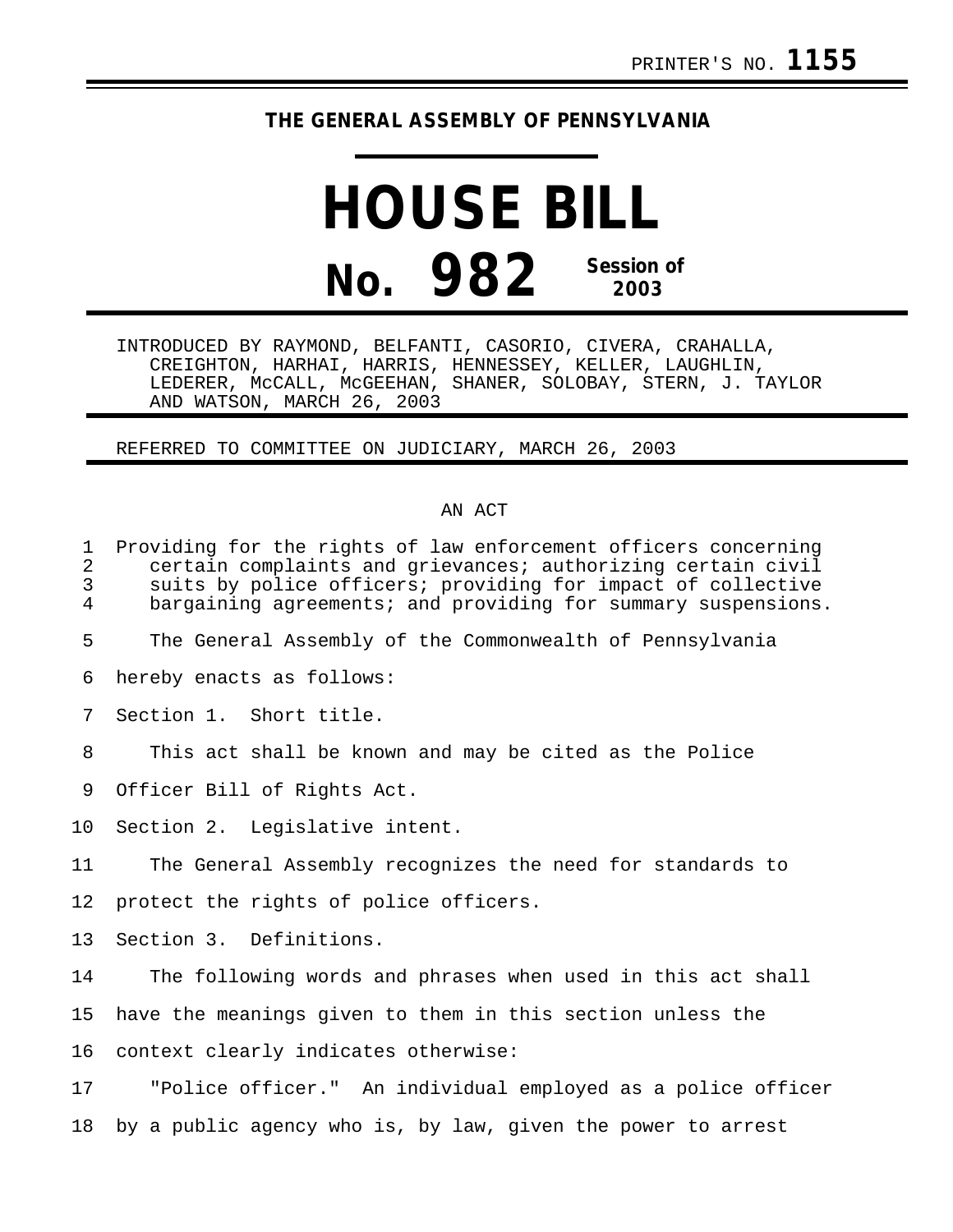PRINTER'S NO. **1155**

**THE GENERAL ASSEMBLY OF PENNSYLVANIA**

# HOUSE BILL

# No. 982 Session of 2003

INTRODUCED BY RAYMOND, BELFANTI, CASORIO, CIVERA, CRAHALLA, CREIGHTON, HARHAI, HARRIS, HENNESSEY, KELLER, LAUGHLIN, LEDERER, McCALL, McGEEHAN, SHANER, SOLOBAY, STERN, J. TAYLOR AND WATSON, MARCH 26, 2003

REFERRED TO COMMITTEE ON JUDICIARY, MARCH 26, 2003

AN ACT

Providing for the rights of law enforcement officers concerning certain complaints and grievances; authorizing certain civil suits by police officers; providing for impact of collective bargaining agreements; and providing for summary suspensions.

The General Assembly of the Commonwealth of Pennsylvania hereby enacts as follows:

Section 1. Short title.

This act shall be known and may be cited as the Police Officer Bill of Rights Act.

Section 2. Legislative intent.

The General Assembly recognizes the need for standards to protect the rights of police officers.

Section 3. Definitions.

The following words and phrases when used in this act shall have the meanings given to them in this section unless the context clearly indicates otherwise:

"Police officer." An individual employed as a police officer by a public agency who is, by law, given the power to arrest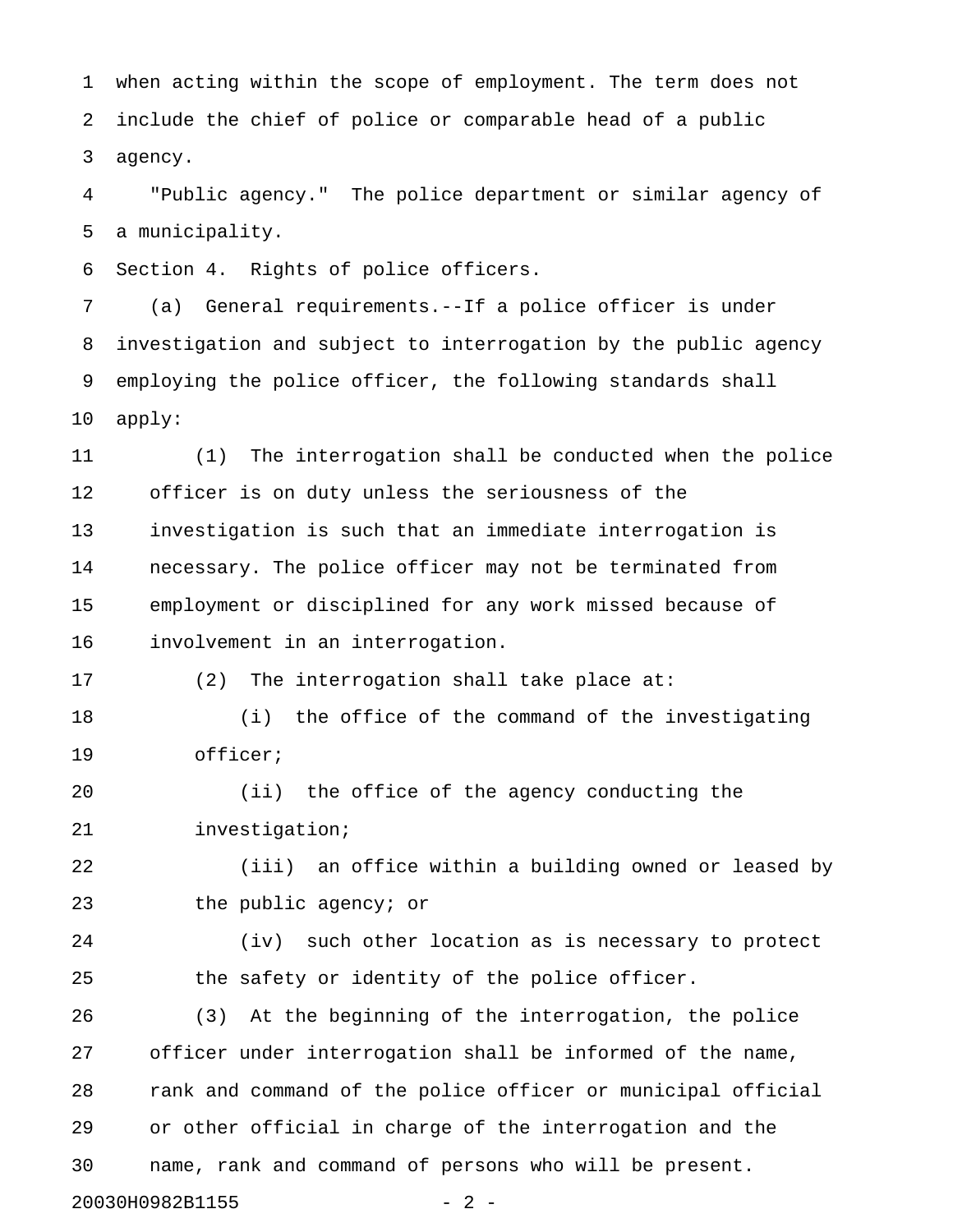when acting within the scope of employment. The term does not include the chief of police or comparable head of a public agency.

"Public agency." The police department or similar agency of a municipality.

Section 4. Rights of police officers.

(a) General requirements.--If a police officer is under investigation and subject to interrogation by the public agency employing the police officer, the following standards shall apply:

(1) The interrogation shall be conducted when the police officer is on duty unless the seriousness of the investigation is such that an immediate interrogation is necessary. The police officer may not be terminated from employment or disciplined for any work missed because of involvement in an interrogation.

(2) The interrogation shall take place at:

(i) the office of the command of the investigating officer;

(ii) the office of the agency conducting the investigation;

(iii) an office within a building owned or leased by the public agency; or

(iv) such other location as is necessary to protect the safety or identity of the police officer.

(3) At the beginning of the interrogation, the police officer under interrogation shall be informed of the name, rank and command of the police officer or municipal official or other official in charge of the interrogation and the name, rank and command of persons who will be present.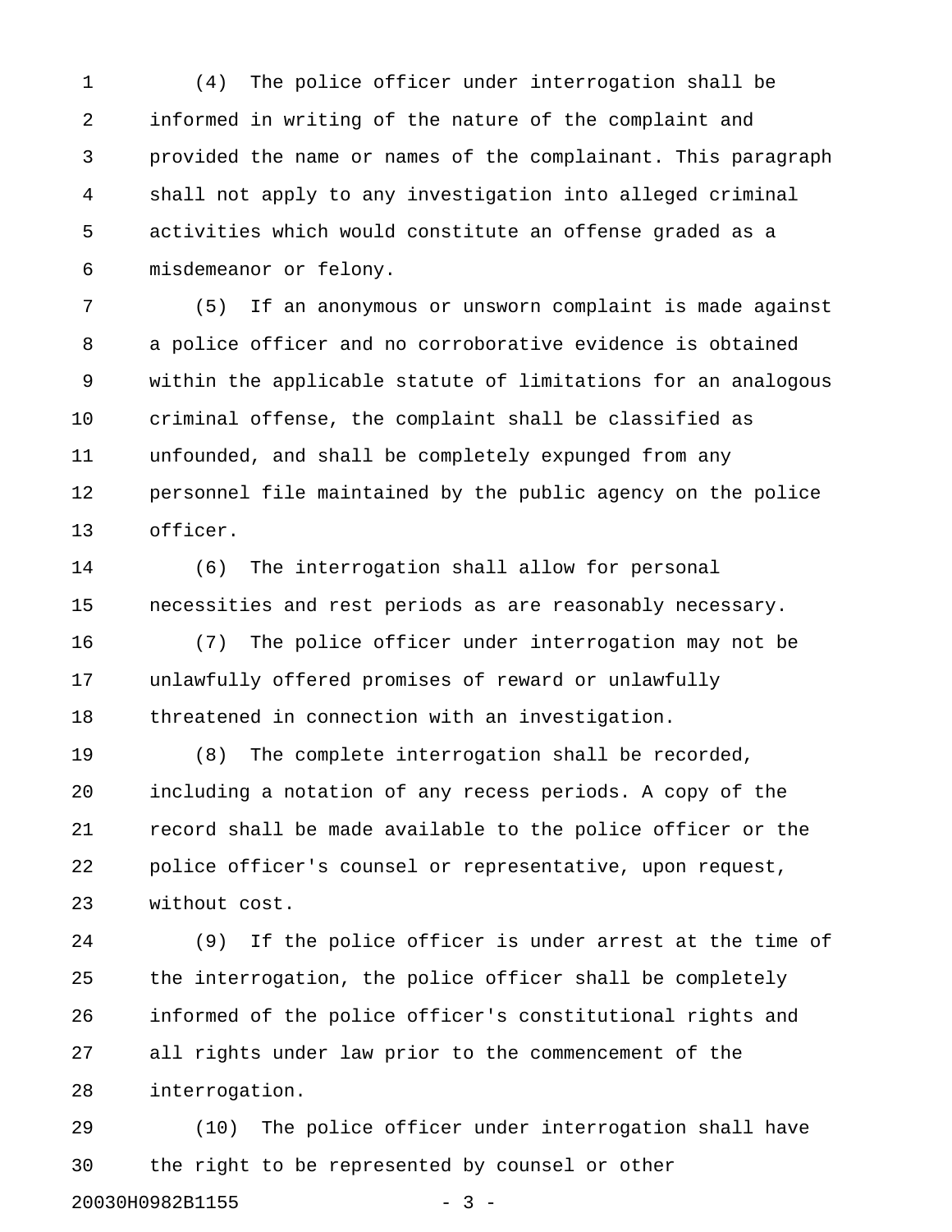(4) The police officer under interrogation shall be informed in writing of the nature of the complaint and provided the name or names of the complainant. This paragraph shall not apply to any investigation into alleged criminal activities which would constitute an offense graded as a misdemeanor or felony.

(5) If an anonymous or unsworn complaint is made against a police officer and no corroborative evidence is obtained within the applicable statute of limitations for an analogous criminal offense, the complaint shall be classified as unfounded, and shall be completely expunged from any personnel file maintained by the public agency on the police officer.

(6) The interrogation shall allow for personal necessities and rest periods as are reasonably necessary.

(7) The police officer under interrogation may not be unlawfully offered promises of reward or unlawfully threatened in connection with an investigation.

(8) The complete interrogation shall be recorded, including a notation of any recess periods. A copy of the record shall be made available to the police officer or the police officer's counsel or representative, upon request, without cost.

(9) If the police officer is under arrest at the time of the interrogation, the police officer shall be completely informed of the police officer's constitutional rights and all rights under law prior to the commencement of the interrogation.

(10) The police officer under interrogation shall have the right to be represented by counsel or other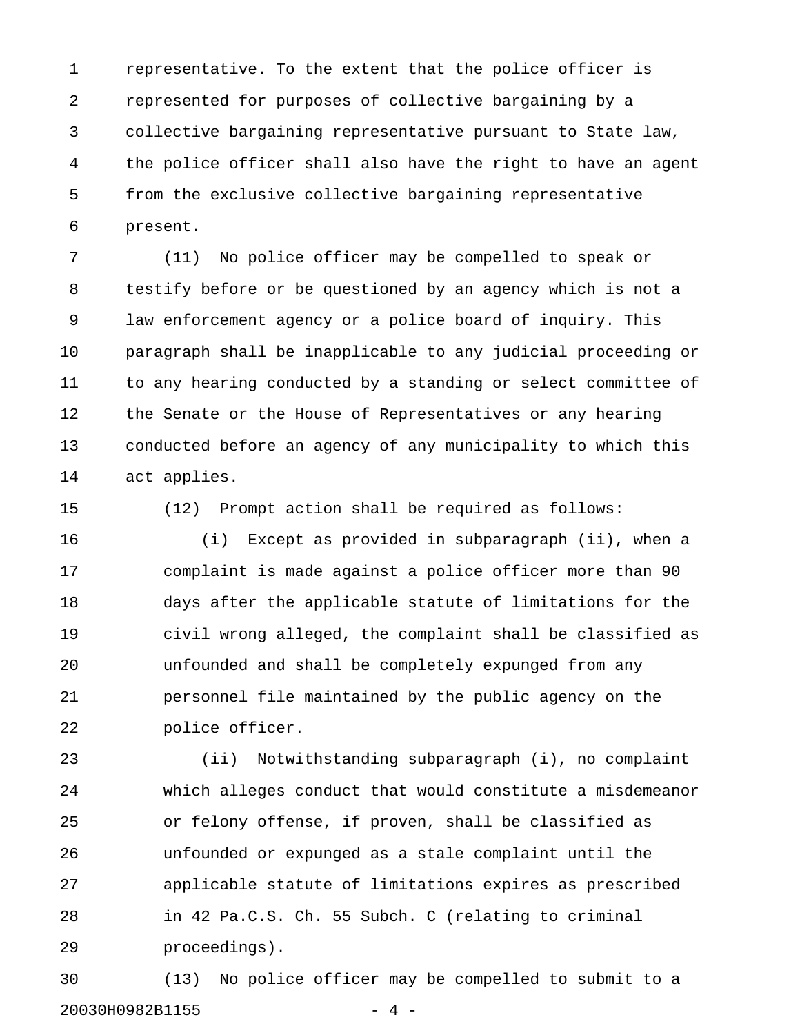representative. To the extent that the police officer is represented for purposes of collective bargaining by a collective bargaining representative pursuant to State law, the police officer shall also have the right to have an agent from the exclusive collective bargaining representative present.

(11) No police officer may be compelled to speak or testify before or be questioned by an agency which is not a law enforcement agency or a police board of inquiry. This paragraph shall be inapplicable to any judicial proceeding or to any hearing conducted by a standing or select committee of the Senate or the House of Representatives or any hearing conducted before an agency of any municipality to which this act applies.

(12) Prompt action shall be required as follows:

(i) Except as provided in subparagraph (ii), when a complaint is made against a police officer more than 90 days after the applicable statute of limitations for the civil wrong alleged, the complaint shall be classified as unfounded and shall be completely expunged from any personnel file maintained by the public agency on the police officer.

(ii) Notwithstanding subparagraph (i), no complaint which alleges conduct that would constitute a misdemeanor or felony offense, if proven, shall be classified as unfounded or expunged as a stale complaint until the applicable statute of limitations expires as prescribed in 42 Pa.C.S. Ch. 55 Subch. C (relating to criminal proceedings).

(13) No police officer may be compelled to submit to a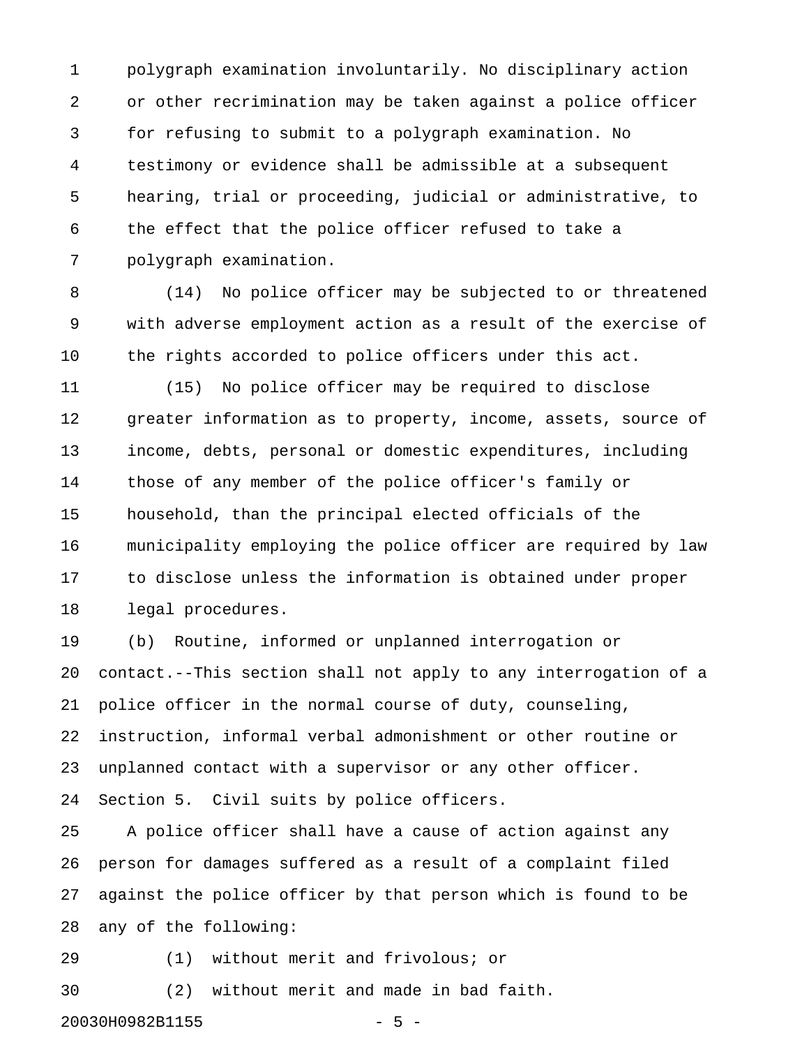polygraph examination involuntarily. No disciplinary action or other recrimination may be taken against a police officer for refusing to submit to a polygraph examination. No testimony or evidence shall be admissible at a subsequent hearing, trial or proceeding, judicial or administrative, to the effect that the police officer refused to take a polygraph examination.

(14) No police officer may be subjected to or threatened with adverse employment action as a result of the exercise of the rights accorded to police officers under this act.

(15) No police officer may be required to disclose greater information as to property, income, assets, source of income, debts, personal or domestic expenditures, including those of any member of the police officer's family or household, than the principal elected officials of the municipality employing the police officer are required by law to disclose unless the information is obtained under proper legal procedures.

(b) Routine, informed or unplanned interrogation or contact.--This section shall not apply to any interrogation of a police officer in the normal course of duty, counseling, instruction, informal verbal admonishment or other routine or unplanned contact with a supervisor or any other officer.

Section 5. Civil suits by police officers.

A police officer shall have a cause of action against any person for damages suffered as a result of a complaint filed against the police officer by that person which is found to be any of the following:

(1) without merit and frivolous; or

(2) without merit and made in bad faith.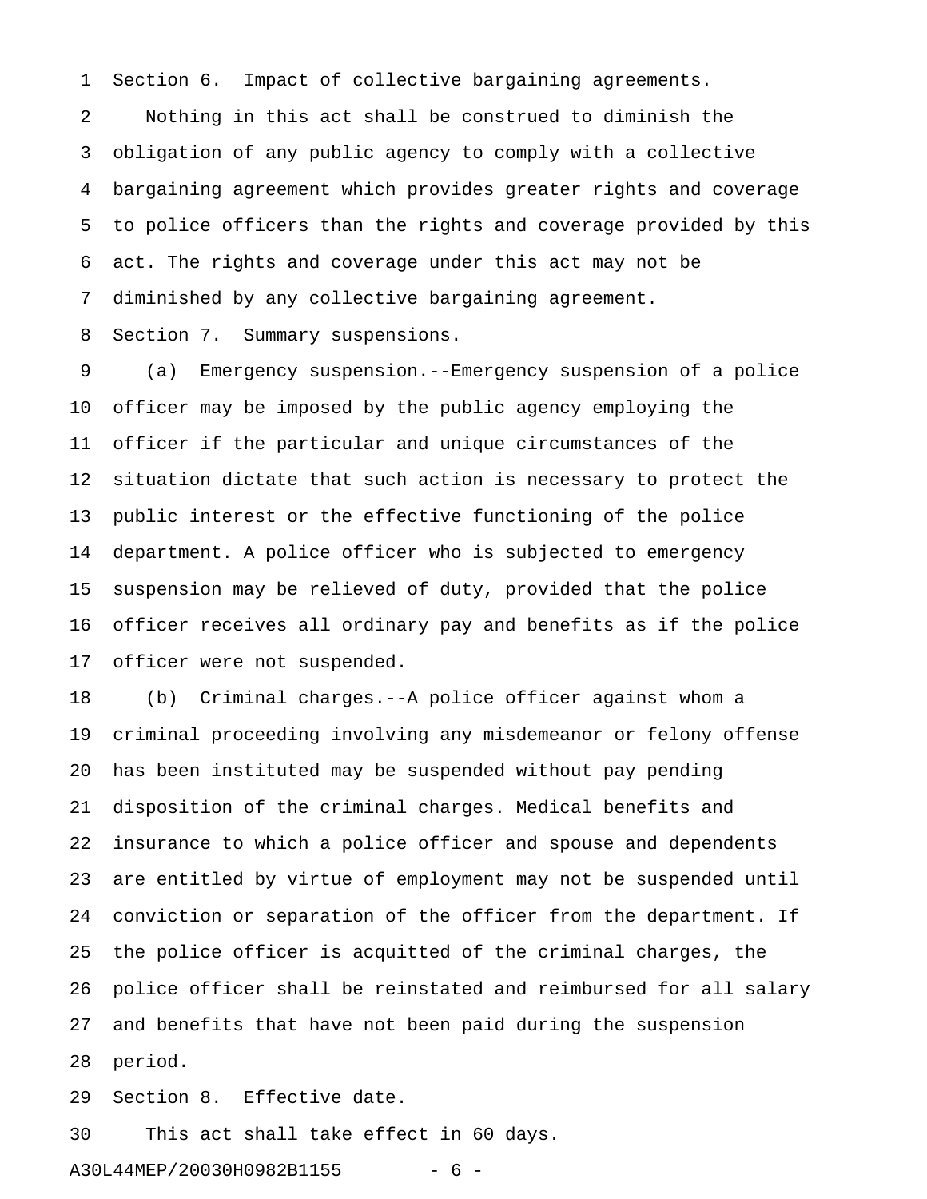Section 6. Impact of collective bargaining agreements.

Nothing in this act shall be construed to diminish the obligation of any public agency to comply with a collective bargaining agreement which provides greater rights and coverage to police officers than the rights and coverage provided by this act. The rights and coverage under this act may not be diminished by any collective bargaining agreement.

Section 7. Summary suspensions.

(a) Emergency suspension.--Emergency suspension of a police officer may be imposed by the public agency employing the officer if the particular and unique circumstances of the situation dictate that such action is necessary to protect the public interest or the effective functioning of the police department. A police officer who is subjected to emergency suspension may be relieved of duty, provided that the police officer receives all ordinary pay and benefits as if the police officer were not suspended.

(b) Criminal charges.--A police officer against whom a criminal proceeding involving any misdemeanor or felony offense has been instituted may be suspended without pay pending disposition of the criminal charges. Medical benefits and insurance to which a police officer and spouse and dependents are entitled by virtue of employment may not be suspended until conviction or separation of the officer from the department. If the police officer is acquitted of the criminal charges, the police officer shall be reinstated and reimbursed for all salary and benefits that have not been paid during the suspension period.

Section 8. Effective date.

This act shall take effect in 60 days.